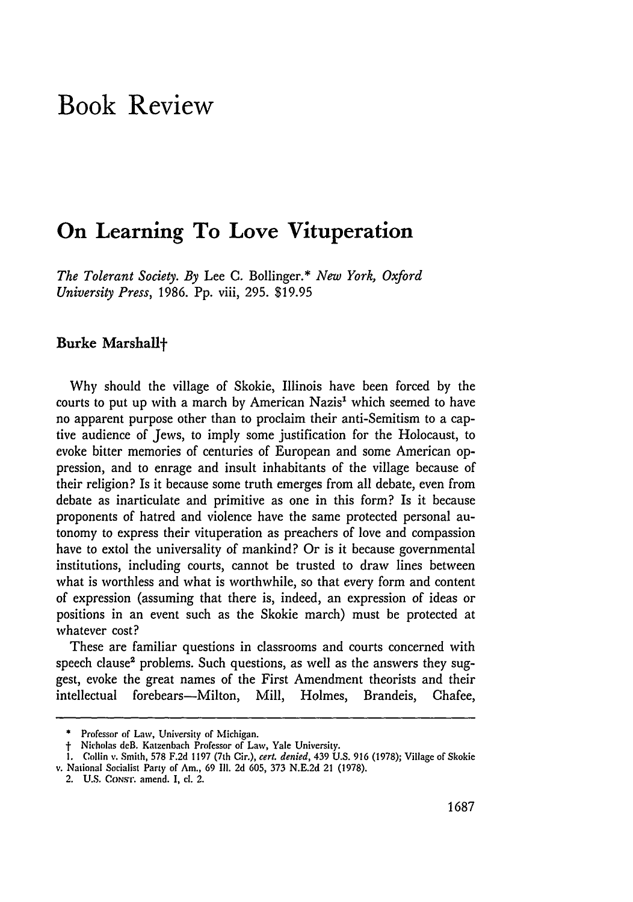# Book Review

## On Learning To Love Vituperation

*The Tolerant Society*. By Lee C. Bollinger.* *New York, Oxford University Press*, 1986. Pp. viii, 295. $19.95

### Burke Marshall†

Why should the village of Skokie, Illinois have been forced by the courts to put up with a march by American Nazis[1] which seemed to have no apparent purpose other than to proclaim their anti-Semitism to a captive audience of Jews, to imply some justification for the Holocaust, to evoke bitter memories of centuries of European and some American oppression, and to enrage and insult inhabitants of the village because of their religion? Is it because some truth emerges from all debate, even from debate as inarticulate and primitive as one in this form? Is it because proponents of hatred and violence have the same protected personal autonomy to express their vituperation as preachers of love and compassion have to extol the universality of mankind? Or is it because governmental institutions, including courts, cannot be trusted to draw lines between what is worthless and what is worthwhile, so that every form and content of expression (assuming that there is, indeed, an expression of ideas or positions in an event such as the Skokie march) must be protected at whatever cost?

These are familiar questions in classrooms and courts concerned with speech clause[2] problems. Such questions, as well as the answers they suggest, evoke the great names of the First Amendment theorists and their intellectual forebears—Milton, Mill, Holmes, Brandeis, Chafee,

---

\* Professor of Law, University of Michigan.

† Nicholas deB. Katzenbach Professor of Law, Yale University.

1. Collin v. Smith, 578 F.2d 1197 (7th Cir.), *cert. denied*, 439 U.S. 916 (1978); Village of Skokie v. National Socialist Party of Am., 69 Ill. 2d 605, 373 N.E.2d 21 (1978).

2. U.S. CONST. amend. I, cl. 2.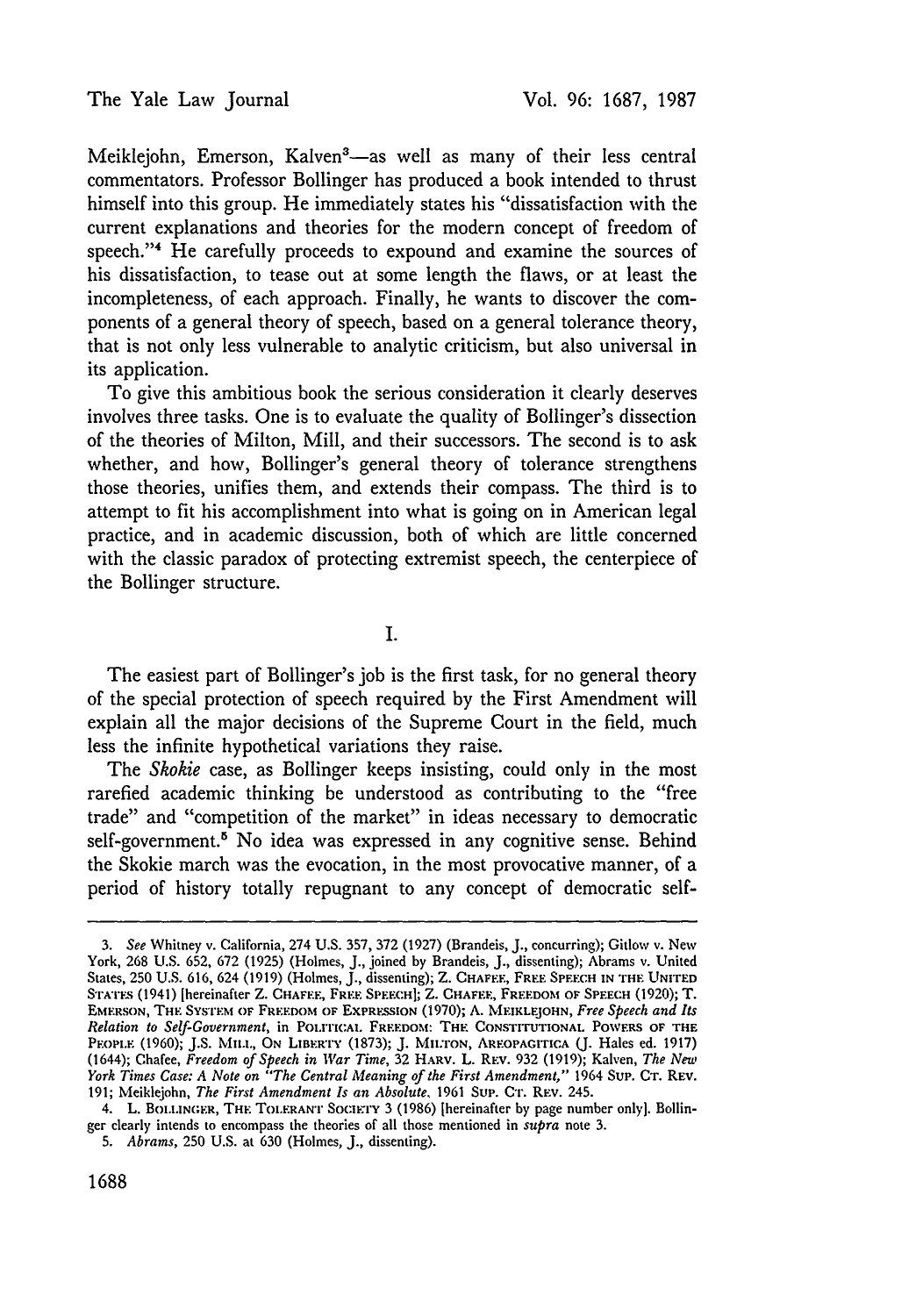Meiklejohn, Emerson, Kalven[3]—as well as many of their less central commentators. Professor Bollinger has produced a book intended to thrust himself into this group. He immediately states his "dissatisfaction with the current explanations and theories for the modern concept of freedom of speech."[4] He carefully proceeds to expound and examine the sources of his dissatisfaction, to tease out at some length the flaws, or at least the incompleteness, of each approach. Finally, he wants to discover the components of a general theory of speech, based on a general tolerance theory, that is not only less vulnerable to analytic criticism, but also universal in its application.

To give this ambitious book the serious consideration it clearly deserves involves three tasks. One is to evaluate the quality of Bollinger's dissection of the theories of Milton, Mill, and their successors. The second is to ask whether, and how, Bollinger's general theory of tolerance strengthens those theories, unifies them, and extends their compass. The third is to attempt to fit his accomplishment into what is going on in American legal practice, and in academic discussion, both of which are little concerned with the classic paradox of protecting extremist speech, the centerpiece of the Bollinger structure.

## I.

The easiest part of Bollinger's job is the first task, for no general theory of the special protection of speech required by the First Amendment will explain all the major decisions of the Supreme Court in the field, much less the infinite hypothetical variations they raise.

The *Skokie* case, as Bollinger keeps insisting, could only in the most rarefied academic thinking be understood as contributing to the "free trade" and "competition of the market" in ideas necessary to democratic self-government.[5] No idea was expressed in any cognitive sense. Behind the Skokie march was the evocation, in the most provocative manner, of a period of history totally repugnant to any concept of democratic self-

---

3. *See* Whitney v. California, 274 U.S. 357, 372 (1927) (Brandeis, J., concurring); Gitlow v. New York, 268 U.S. 652, 672 (1925) (Holmes, J., joined by Brandeis, J., dissenting); Abrams v. United States, 250 U.S. 616, 624 (1919) (Holmes, J., dissenting); Z. CHAFEE, FREE SPEECH IN THE UNITED STATES (1941) [hereinafter Z. CHAFEE, FREE SPEECH]; Z. CHAFEE, FREEDOM OF SPEECH (1920); T. EMERSON, THE SYSTEM OF FREEDOM OF EXPRESSION (1970); A. MEIKLEJOHN, *Free Speech and Its Relation to Self-Government*, in POLITICAL FREEDOM: THE CONSTITUTIONAL POWERS OF THE PEOPLE (1960); J.S. MILL, ON LIBERTY (1873); J. MILTON, AREOPAGITICA (J. Hales ed. 1917) (1644); Chafee, *Freedom of Speech in War Time*, 32 HARV. L. REV. 932 (1919); Kalven, *The New York Times Case: A Note on "The Central Meaning of the First Amendment,"* 1964 SUP. CT. REV. 191; Meiklejohn, *The First Amendment Is an Absolute*, 1961 SUP. CT. REV. 245.

4. L. BOLLINGER, THE TOLERANT SOCIETY 3 (1986) [hereinafter by page number only]. Bollinger clearly intends to encompass the theories of all those mentioned in *supra* note 3.

5. *Abrams*, 250 U.S. at 630 (Holmes, J., dissenting).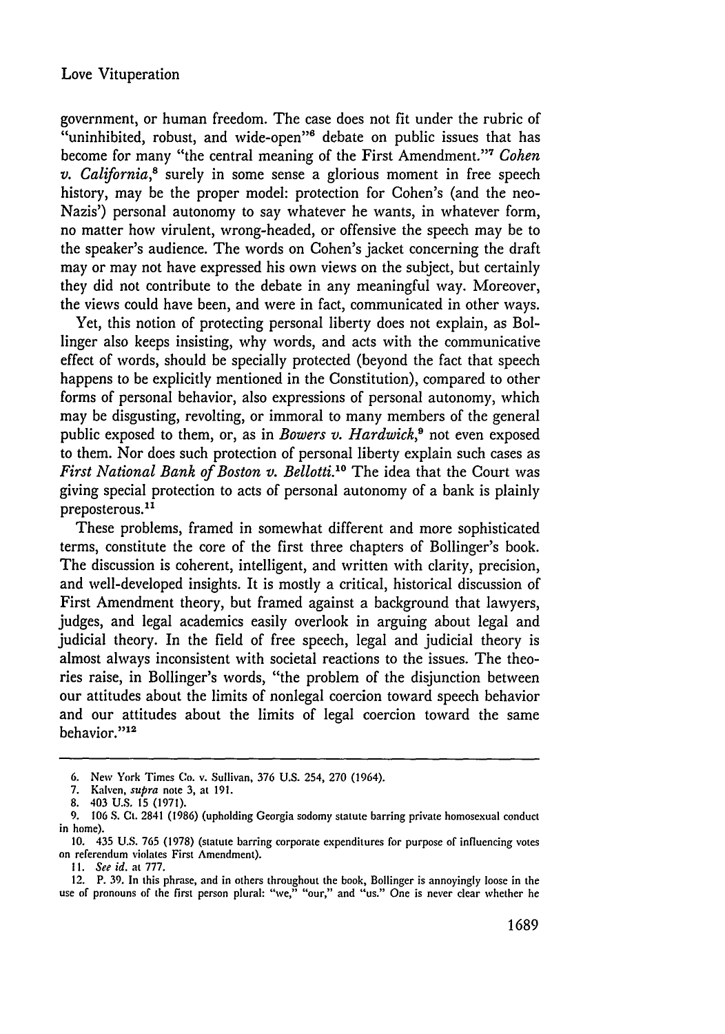government, or human freedom. The case does not fit under the rubric of "uninhibited, robust, and wide-open"[6] debate on public issues that has become for many "the central meaning of the First Amendment."[7] *Cohen v. California*,[8] surely in some sense a glorious moment in free speech history, may be the proper model: protection for Cohen's (and the neo-Nazis') personal autonomy to say whatever he wants, in whatever form, no matter how virulent, wrong-headed, or offensive the speech may be to the speaker's audience. The words on Cohen's jacket concerning the draft may or may not have expressed his own views on the subject, but certainly they did not contribute to the debate in any meaningful way. Moreover, the views could have been, and were in fact, communicated in other ways.

Yet, this notion of protecting personal liberty does not explain, as Bollinger also keeps insisting, why words, and acts with the communicative effect of words, should be specially protected (beyond the fact that speech happens to be explicitly mentioned in the Constitution), compared to other forms of personal behavior, also expressions of personal autonomy, which may be disgusting, revolting, or immoral to many members of the general public exposed to them, or, as in *Bowers v. Hardwick*,[9] not even exposed to them. Nor does such protection of personal liberty explain such cases as *First National Bank of Boston v. Bellotti*.[10] The idea that the Court was giving special protection to acts of personal autonomy of a bank is plainly preposterous.[11]

These problems, framed in somewhat different and more sophisticated terms, constitute the core of the first three chapters of Bollinger's book. The discussion is coherent, intelligent, and written with clarity, precision, and well-developed insights. It is mostly a critical, historical discussion of First Amendment theory, but framed against a background that lawyers, judges, and legal academics easily overlook in arguing about legal and judicial theory. In the field of free speech, legal and judicial theory is almost always inconsistent with societal reactions to the issues. The theories raise, in Bollinger's words, "the problem of the disjunction between our attitudes about the limits of nonlegal coercion toward speech behavior and our attitudes about the limits of legal coercion toward the same behavior."[12]

---

6. New York Times Co. v. Sullivan, 376 U.S. 254, 270 (1964).

7. Kalven, *supra* note 3, at 191.

8. 403 U.S. 15 (1971).

9. 106 S. Ct. 2841 (1986) (upholding Georgia sodomy statute barring private homosexual conduct in home).

10. 435 U.S. 765 (1978) (statute barring corporate expenditures for purpose of influencing votes on referendum violates First Amendment).

11. *See id.* at 777.

12. P. 39. In this phrase, and in others throughout the book, Bollinger is annoyingly loose in the use of pronouns of the first person plural: "we," "our," and "us." One is never clear whether he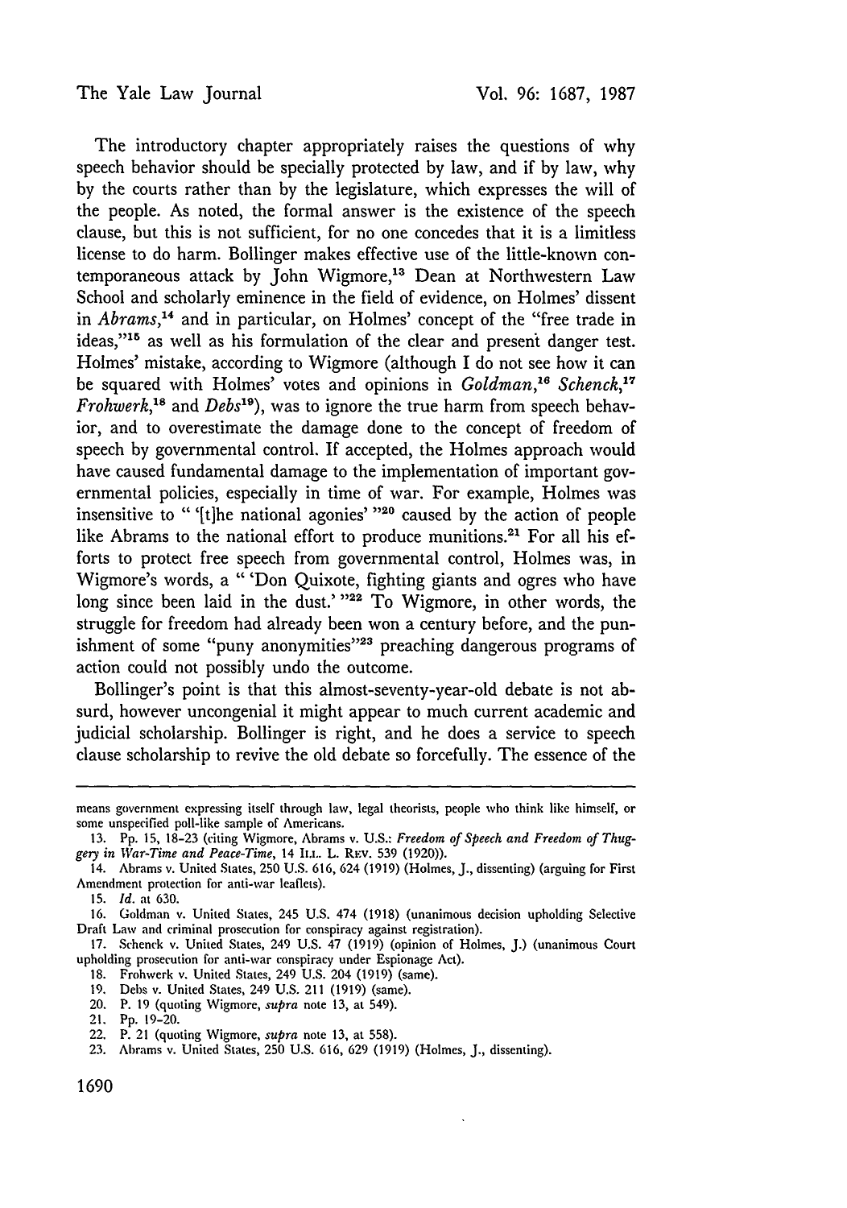The introductory chapter appropriately raises the questions of why speech behavior should be specially protected by law, and if by law, why by the courts rather than by the legislature, which expresses the will of the people. As noted, the formal answer is the existence of the speech clause, but this is not sufficient, for no one concedes that it is a limitless license to do harm. Bollinger makes effective use of the little-known contemporaneous attack by John Wigmore,[13] Dean at Northwestern Law School and scholarly eminence in the field of evidence, on Holmes' dissent in *Abrams*,[14] and in particular, on Holmes' concept of the "free trade in ideas,"[15] as well as his formulation of the clear and present danger test. Holmes' mistake, according to Wigmore (although I do not see how it can be squared with Holmes' votes and opinions in *Goldman*,[16] *Schenck*,[17] *Frohwerk*,[18] and *Debs*[19]), was to ignore the true harm from speech behavior, and to overestimate the damage done to the concept of freedom of speech by governmental control. If accepted, the Holmes approach would have caused fundamental damage to the implementation of important governmental policies, especially in time of war. For example, Holmes was insensitive to " '[t]he national agonies' "[20] caused by the action of people like Abrams to the national effort to produce munitions.[21] For all his efforts to protect free speech from governmental control, Holmes was, in Wigmore's words, a " 'Don Quixote, fighting giants and ogres who have long since been laid in the dust.' "[22] To Wigmore, in other words, the struggle for freedom had already been won a century before, and the punishment of some "puny anonymities"[23] preaching dangerous programs of action could not possibly undo the outcome.

Bollinger's point is that this almost-seventy-year-old debate is not absurd, however uncongenial it might appear to much current academic and judicial scholarship. Bollinger is right, and he does a service to speech clause scholarship to revive the old debate so forcefully. The essence of the

---

means government expressing itself through law, legal theorists, people who think like himself, or some unspecified poll-like sample of Americans.

13. Pp. 15, 18-23 (citing Wigmore, Abrams v. U.S.: *Freedom of Speech and Freedom of Thuggery in War-Time and Peace-Time*, 14 ILL. L. REV. 539 (1920)).

14. Abrams v. United States, 250 U.S. 616, 624 (1919) (Holmes, J., dissenting) (arguing for First Amendment protection for anti-war leaflets).

15. *Id.* at 630.

16. Goldman v. United States, 245 U.S. 474 (1918) (unanimous decision upholding Selective Draft Law and criminal prosecution for conspiracy against registration).

17. Schenck v. United States, 249 U.S. 47 (1919) (opinion of Holmes, J.) (unanimous Court upholding prosecution for anti-war conspiracy under Espionage Act).

18. Frohwerk v. United States, 249 U.S. 204 (1919) (same).

19. Debs v. United States, 249 U.S. 211 (1919) (same).

20. P. 19 (quoting Wigmore, *supra* note 13, at 549).

21. Pp. 19-20.

22. P. 21 (quoting Wigmore, *supra* note 13, at 558).

23. Abrams v. United States, 250 U.S. 616, 629 (1919) (Holmes, J., dissenting).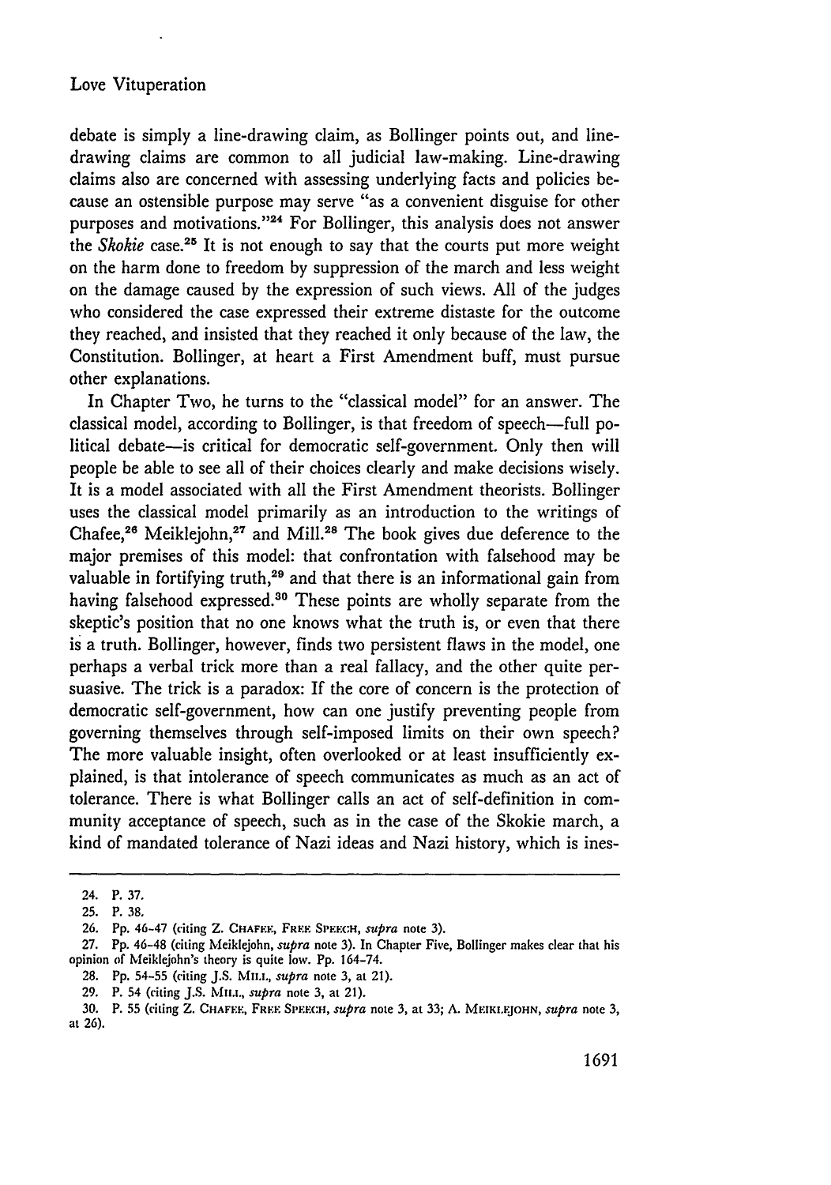debate is simply a line-drawing claim, as Bollinger points out, and line-drawing claims are common to all judicial law-making. Line-drawing claims also are concerned with assessing underlying facts and policies because an ostensible purpose may serve "as a convenient disguise for other purposes and motivations."[24] For Bollinger, this analysis does not answer the *Skokie* case.[25] It is not enough to say that the courts put more weight on the harm done to freedom by suppression of the march and less weight on the damage caused by the expression of such views. All of the judges who considered the case expressed their extreme distaste for the outcome they reached, and insisted that they reached it only because of the law, the Constitution. Bollinger, at heart a First Amendment buff, must pursue other explanations.

In Chapter Two, he turns to the "classical model" for an answer. The classical model, according to Bollinger, is that freedom of speech—full political debate—is critical for democratic self-government. Only then will people be able to see all of their choices clearly and make decisions wisely. It is a model associated with all the First Amendment theorists. Bollinger uses the classical model primarily as an introduction to the writings of Chafee,[26] Meiklejohn,[27] and Mill.[28] The book gives due deference to the major premises of this model: that confrontation with falsehood may be valuable in fortifying truth,[29] and that there is an informational gain from having falsehood expressed.[30] These points are wholly separate from the skeptic's position that no one knows what the truth is, or even that there is a truth. Bollinger, however, finds two persistent flaws in the model, one perhaps a verbal trick more than a real fallacy, and the other quite persuasive. The trick is a paradox: If the core of concern is the protection of democratic self-government, how can one justify preventing people from governing themselves through self-imposed limits on their own speech? The more valuable insight, often overlooked or at least insufficiently explained, is that intolerance of speech communicates as much as an act of tolerance. There is what Bollinger calls an act of self-definition in community acceptance of speech, such as in the case of the Skokie march, a kind of mandated tolerance of Nazi ideas and Nazi history, which is ines-

---

24. P. 37.

25. P. 38.

26. Pp. 46-47 (citing Z. CHAFEE, FREE SPEECH, *supra* note 3).

27. Pp. 46-48 (citing Meiklejohn, *supra* note 3). In Chapter Five, Bollinger makes clear that his opinion of Meiklejohn's theory is quite low. Pp. 164-74.

28. Pp. 54-55 (citing J.S. MILL, *supra* note 3, at 21).

29. P. 54 (citing J.S. MILL, *supra* note 3, at 21).

30. P. 55 (citing Z. CHAFEE, FREE SPEECH, *supra* note 3, at 33; A. MEIKLEJOHN, *supra* note 3, at 26).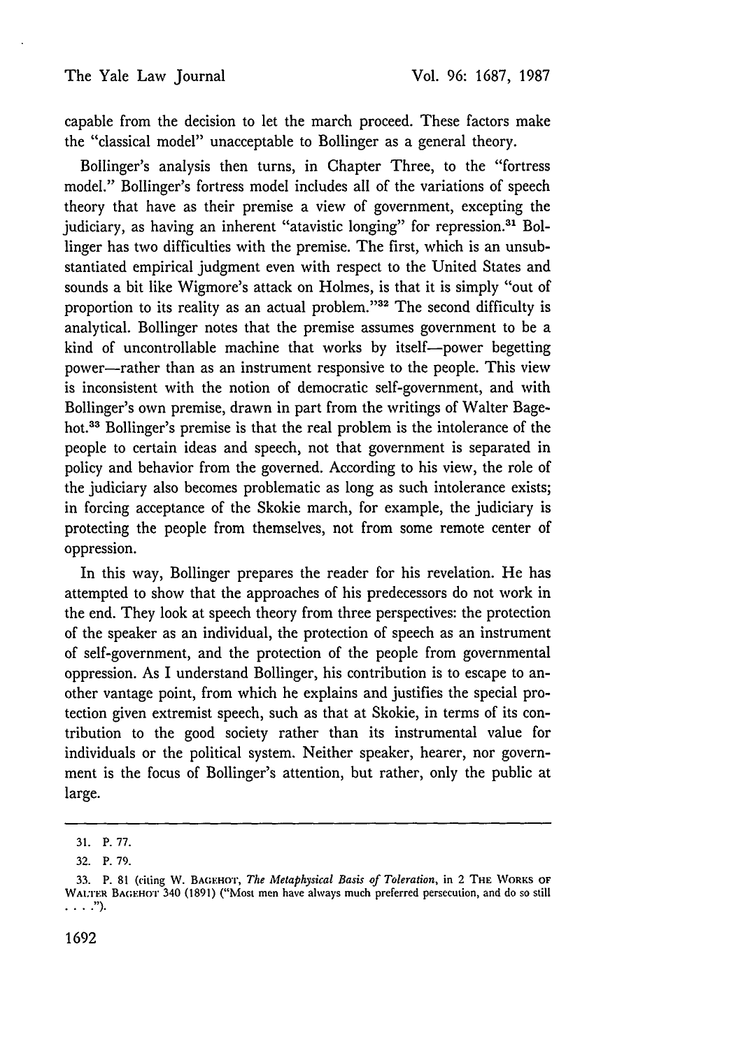capable from the decision to let the march proceed. These factors make the "classical model" unacceptable to Bollinger as a general theory.

Bollinger's analysis then turns, in Chapter Three, to the "fortress model." Bollinger's fortress model includes all of the variations of speech theory that have as their premise a view of government, excepting the judiciary, as having an inherent "atavistic longing" for repression.[31] Bollinger has two difficulties with the premise. The first, which is an unsubstantiated empirical judgment even with respect to the United States and sounds a bit like Wigmore's attack on Holmes, is that it is simply "out of proportion to its reality as an actual problem."[32] The second difficulty is analytical. Bollinger notes that the premise assumes government to be a kind of uncontrollable machine that works by itself—power begetting power—rather than as an instrument responsive to the people. This view is inconsistent with the notion of democratic self-government, and with Bollinger's own premise, drawn in part from the writings of Walter Bagehot.[33] Bollinger's premise is that the real problem is the intolerance of the people to certain ideas and speech, not that government is separated in policy and behavior from the governed. According to his view, the role of the judiciary also becomes problematic as long as such intolerance exists; in forcing acceptance of the Skokie march, for example, the judiciary is protecting the people from themselves, not from some remote center of oppression.

In this way, Bollinger prepares the reader for his revelation. He has attempted to show that the approaches of his predecessors do not work in the end. They look at speech theory from three perspectives: the protection of the speaker as an individual, the protection of speech as an instrument of self-government, and the protection of the people from governmental oppression. As I understand Bollinger, his contribution is to escape to another vantage point, from which he explains and justifies the special protection given extremist speech, such as that at Skokie, in terms of its contribution to the good society rather than its instrumental value for individuals or the political system. Neither speaker, hearer, nor government is the focus of Bollinger's attention, but rather, only the public at large.

---

31. P. 77.

32. P. 79.

33. P. 81 (citing W. BAGEHOT, *The Metaphysical Basis of Toleration*, in 2 THE WORKS OF WALTER BAGEHOT 340 (1891) ("Most men have always much preferred persecution, and do so still . . . .").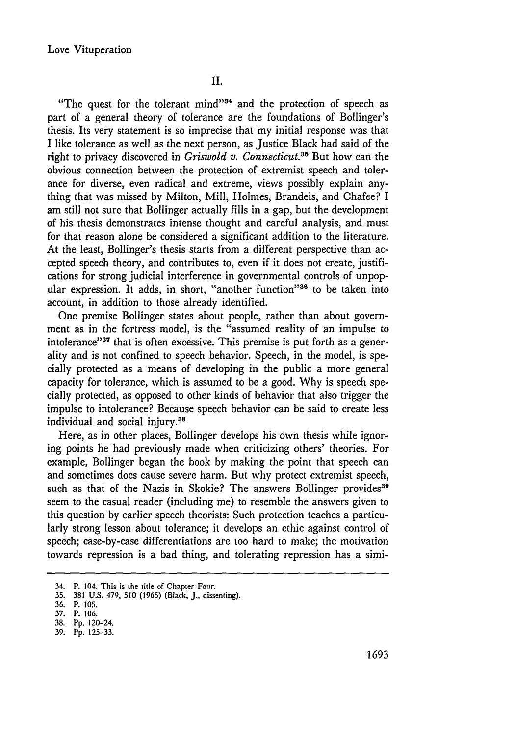## II.

"The quest for the tolerant mind"[34] and the protection of speech as part of a general theory of tolerance are the foundations of Bollinger's thesis. Its very statement is so imprecise that my initial response was that I like tolerance as well as the next person, as Justice Black had said of the right to privacy discovered in *Griswold v. Connecticut*.[35] But how can the obvious connection between the protection of extremist speech and tolerance for diverse, even radical and extreme, views possibly explain anything that was missed by Milton, Mill, Holmes, Brandeis, and Chafee? I am still not sure that Bollinger actually fills in a gap, but the development of his thesis demonstrates intense thought and careful analysis, and must for that reason alone be considered a significant addition to the literature. At the least, Bollinger's thesis starts from a different perspective than accepted speech theory, and contributes to, even if it does not create, justifications for strong judicial interference in governmental controls of unpopular expression. It adds, in short, "another function"[36] to be taken into account, in addition to those already identified.

One premise Bollinger states about people, rather than about government as in the fortress model, is the "assumed reality of an impulse to intolerance"[37] that is often excessive. This premise is put forth as a generality and is not confined to speech behavior. Speech, in the model, is specially protected as a means of developing in the public a more general capacity for tolerance, which is assumed to be a good. Why is speech specially protected, as opposed to other kinds of behavior that also trigger the impulse to intolerance? Because speech behavior can be said to create less individual and social injury.[38]

Here, as in other places, Bollinger develops his own thesis while ignoring points he had previously made when criticizing others' theories. For example, Bollinger began the book by making the point that speech can and sometimes does cause severe harm. But why protect extremist speech, such as that of the Nazis in Skokie? The answers Bollinger provides[39] seem to the casual reader (including me) to resemble the answers given to this question by earlier speech theorists: Such protection teaches a particularly strong lesson about tolerance; it develops an ethic against control of speech; case-by-case differentiations are too hard to make; the motivation towards repression is a bad thing, and tolerating repression has a simi-

---

34. P. 104. This is the title of Chapter Four.
35. 381 U.S. 479, 510 (1965) (Black, J., dissenting).
36. P. 105.
37. P. 106.
38. Pp. 120-24.
39. Pp. 125-33.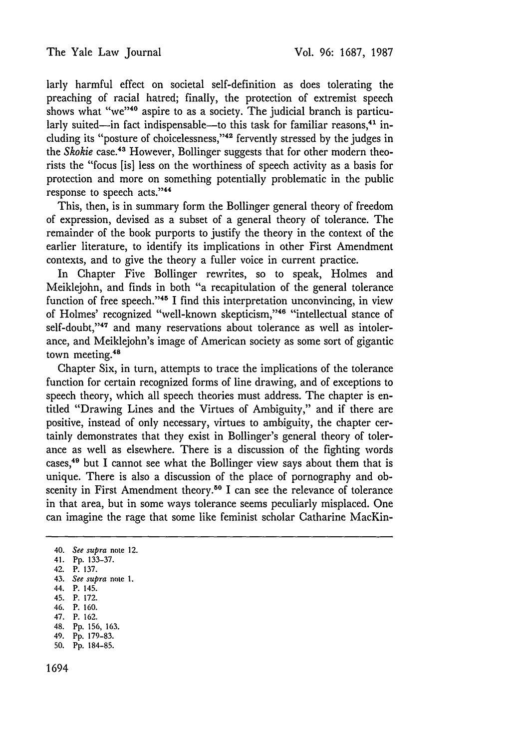larly harmful effect on societal self-definition as does tolerating the preaching of racial hatred; finally, the protection of extremist speech shows what "we"[40] aspire to as a society. The judicial branch is particularly suited—in fact indispensable—to this task for familiar reasons,[41] including its "posture of choicelessness,"[42] fervently stressed by the judges in the *Skokie* case.[43] However, Bollinger suggests that for other modern theorists the "focus [is] less on the worthiness of speech activity as a basis for protection and more on something potentially problematic in the public response to speech acts."[44]

This, then, is in summary form the Bollinger general theory of freedom of expression, devised as a subset of a general theory of tolerance. The remainder of the book purports to justify the theory in the context of the earlier literature, to identify its implications in other First Amendment contexts, and to give the theory a fuller voice in current practice.

In Chapter Five Bollinger rewrites, so to speak, Holmes and Meiklejohn, and finds in both "a recapitulation of the general tolerance function of free speech."[45] I find this interpretation unconvincing, in view of Holmes' recognized "well-known skepticism,"[46] "intellectual stance of self-doubt,"[47] and many reservations about tolerance as well as intolerance, and Meiklejohn's image of American society as some sort of gigantic town meeting.[48]

Chapter Six, in turn, attempts to trace the implications of the tolerance function for certain recognized forms of line drawing, and of exceptions to speech theory, which all speech theories must address. The chapter is entitled "Drawing Lines and the Virtues of Ambiguity," and if there are positive, instead of only necessary, virtues to ambiguity, the chapter certainly demonstrates that they exist in Bollinger's general theory of tolerance as well as elsewhere. There is a discussion of the fighting words cases,[49] but I cannot see what the Bollinger view says about them that is unique. There is also a discussion of the place of pornography and obscenity in First Amendment theory.[50] I can see the relevance of tolerance in that area, but in some ways tolerance seems peculiarly misplaced. One can imagine the rage that some like feminist scholar Catharine MacKin-

---

40. *See supra* note 12.
41. Pp. 133–37.
42. P. 137.
43. *See supra* note 1.
44. P. 145.
45. P. 172.
46. P. 160.
47. P. 162.
48. Pp. 156, 163.
49. Pp. 179–83.
50. Pp. 184–85.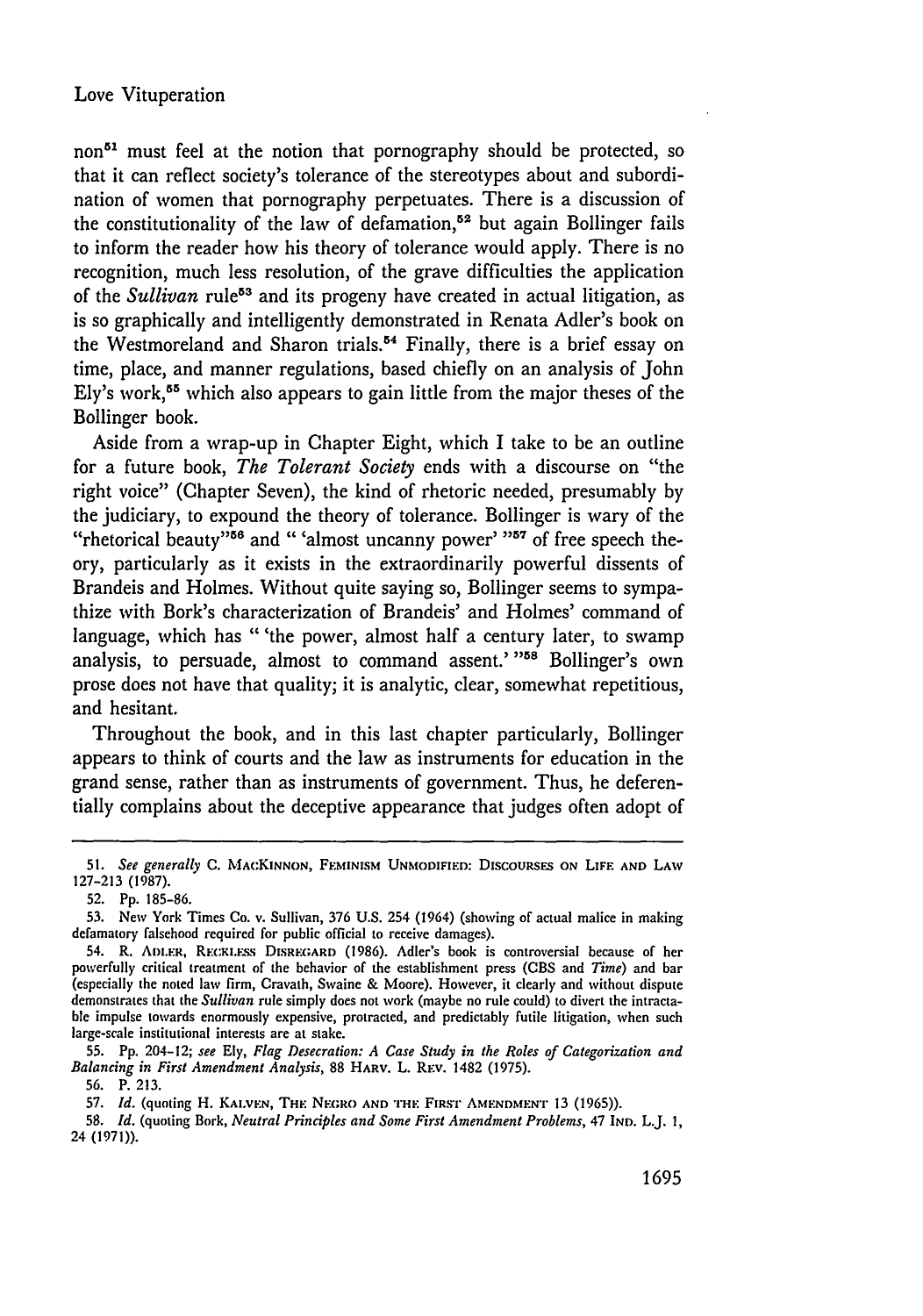non[51] must feel at the notion that pornography should be protected, so that it can reflect society's tolerance of the stereotypes about and subordination of women that pornography perpetuates. There is a discussion of the constitutionality of the law of defamation,[52] but again Bollinger fails to inform the reader how his theory of tolerance would apply. There is no recognition, much less resolution, of the grave difficulties the application of the *Sullivan* rule[53] and its progeny have created in actual litigation, as is so graphically and intelligently demonstrated in Renata Adler's book on the Westmoreland and Sharon trials.[54] Finally, there is a brief essay on time, place, and manner regulations, based chiefly on an analysis of John Ely's work,[55] which also appears to gain little from the major theses of the Bollinger book.

Aside from a wrap-up in Chapter Eight, which I take to be an outline for a future book, *The Tolerant Society* ends with a discourse on "the right voice" (Chapter Seven), the kind of rhetoric needed, presumably by the judiciary, to expound the theory of tolerance. Bollinger is wary of the "rhetorical beauty"[56] and " 'almost uncanny power' "[57] of free speech theory, particularly as it exists in the extraordinarily powerful dissents of Brandeis and Holmes. Without quite saying so, Bollinger seems to sympathize with Bork's characterization of Brandeis' and Holmes' command of language, which has " 'the power, almost half a century later, to swamp analysis, to persuade, almost to command assent.' "[58] Bollinger's own prose does not have that quality; it is analytic, clear, somewhat repetitious, and hesitant.

Throughout the book, and in this last chapter particularly, Bollinger appears to think of courts and the law as instruments for education in the grand sense, rather than as instruments of government. Thus, he deferentially complains about the deceptive appearance that judges often adopt of

---

51. *See generally* C. MACKINNON, FEMINISM UNMODIFIED: DISCOURSES ON LIFE AND LAW 127-213 (1987).

52. Pp. 185-86.

53. New York Times Co. v. Sullivan, 376 U.S. 254 (1964) (showing of actual malice in making defamatory falsehood required for public official to receive damages).

54. R. ADLER, RECKLESS DISREGARD (1986). Adler's book is controversial because of her powerfully critical treatment of the behavior of the establishment press (CBS and *Time*) and bar (especially the noted law firm, Cravath, Swaine & Moore). However, it clearly and without dispute demonstrates that the *Sullivan* rule simply does not work (maybe no rule could) to divert the intractable impulse towards enormously expensive, protracted, and predictably futile litigation, when such large-scale institutional interests are at stake.

55. Pp. 204-12; *see* Ely, *Flag Desecration: A Case Study in the Roles of Categorization and Balancing in First Amendment Analysis*, 88 HARV. L. REV. 1482 (1975).

56. P. 213.

57. *Id.* (quoting H. KALVEN, THE NEGRO AND THE FIRST AMENDMENT 13 (1965)).

58. *Id.* (quoting Bork, *Neutral Principles and Some First Amendment Problems*, 47 IND. L.J. 1, 24 (1971)).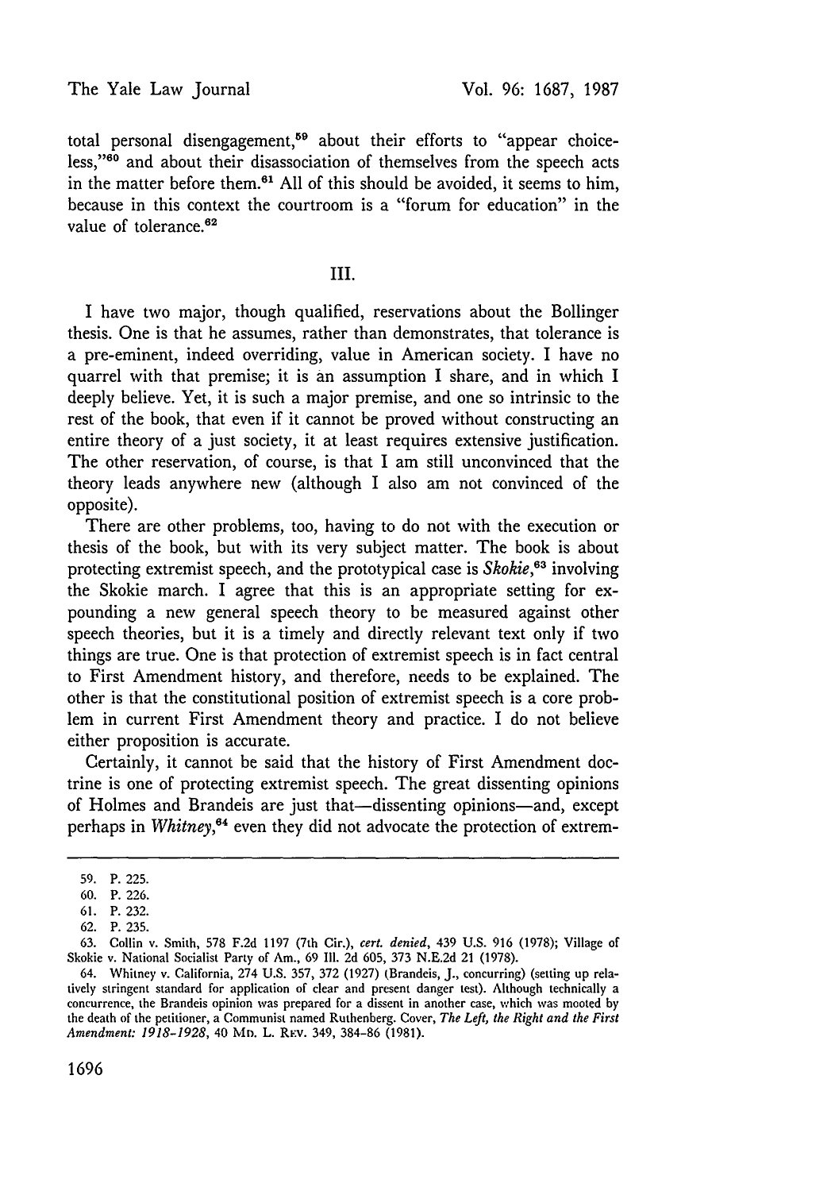total personal disengagement,[59] about their efforts to "appear choiceless,"[60] and about their disassociation of themselves from the speech acts in the matter before them.[61] All of this should be avoided, it seems to him, because in this context the courtroom is a "forum for education" in the value of tolerance.[62]

## III.

I have two major, though qualified, reservations about the Bollinger thesis. One is that he assumes, rather than demonstrates, that tolerance is a pre-eminent, indeed overriding, value in American society. I have no quarrel with that premise; it is an assumption I share, and in which I deeply believe. Yet, it is such a major premise, and one so intrinsic to the rest of the book, that even if it cannot be proved without constructing an entire theory of a just society, it at least requires extensive justification. The other reservation, of course, is that I am still unconvinced that the theory leads anywhere new (although I also am not convinced of the opposite).

There are other problems, too, having to do not with the execution or thesis of the book, but with its very subject matter. The book is about protecting extremist speech, and the prototypical case is *Skokie*,[63] involving the Skokie march. I agree that this is an appropriate setting for expounding a new general speech theory to be measured against other speech theories, but it is a timely and directly relevant text only if two things are true. One is that protection of extremist speech is in fact central to First Amendment history, and therefore, needs to be explained. The other is that the constitutional position of extremist speech is a core problem in current First Amendment theory and practice. I do not believe either proposition is accurate.

Certainly, it cannot be said that the history of First Amendment doctrine is one of protecting extremist speech. The great dissenting opinions of Holmes and Brandeis are just that—dissenting opinions—and, except perhaps in *Whitney*,[64] even they did not advocate the protection of extrem-

---

59. P. 225.

60. P. 226.

61. P. 232.

62. P. 235.

63. Collin v. Smith, 578 F.2d 1197 (7th Cir.), *cert. denied*, 439 U.S. 916 (1978); Village of Skokie v. National Socialist Party of Am., 69 Ill. 2d 605, 373 N.E.2d 21 (1978).

64. Whitney v. California, 274 U.S. 357, 372 (1927) (Brandeis, J., concurring) (setting up relatively stringent standard for application of clear and present danger test). Although technically a concurrence, the Brandeis opinion was prepared for a dissent in another case, which was mooted by the death of the petitioner, a Communist named Ruthenberg. Cover, *The Left, the Right and the First Amendment: 1918-1928*, 40 Md. L. Rev. 349, 384-86 (1981).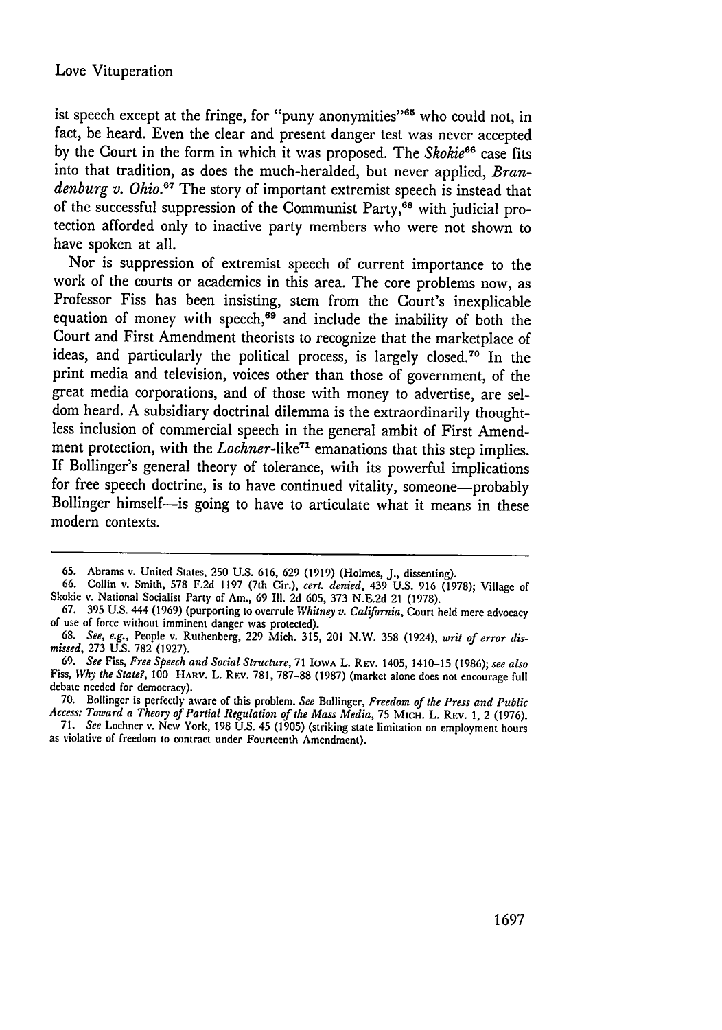ist speech except at the fringe, for "puny anonymities"[65] who could not, in fact, be heard. Even the clear and present danger test was never accepted by the Court in the form in which it was proposed. The *Skokie*[66] case fits into that tradition, as does the much-heralded, but never applied, *Brandenburg v. Ohio.*[67] The story of important extremist speech is instead that of the successful suppression of the Communist Party,[68] with judicial protection afforded only to inactive party members who were not shown to have spoken at all.

Nor is suppression of extremist speech of current importance to the work of the courts or academics in this area. The core problems now, as Professor Fiss has been insisting, stem from the Court's inexplicable equation of money with speech,[69] and include the inability of both the Court and First Amendment theorists to recognize that the marketplace of ideas, and particularly the political process, is largely closed.[70] In the print media and television, voices other than those of government, of the great media corporations, and of those with money to advertise, are seldom heard. A subsidiary doctrinal dilemma is the extraordinarily thoughtless inclusion of commercial speech in the general ambit of First Amendment protection, with the *Lochner*-like[71] emanations that this step implies. If Bollinger's general theory of tolerance, with its powerful implications for free speech doctrine, is to have continued vitality, someone—probably Bollinger himself—is going to have to articulate what it means in these modern contexts.

---

65. Abrams v. United States, 250 U.S. 616, 629 (1919) (Holmes, J., dissenting).

66. Collin v. Smith, 578 F.2d 1197 (7th Cir.), *cert. denied*, 439 U.S. 916 (1978); Village of Skokie v. National Socialist Party of Am., 69 Ill. 2d 605, 373 N.E.2d 21 (1978).

67. 395 U.S. 444 (1969) (purporting to overrule *Whitney v. California*, Court held mere advocacy of use of force without imminent danger was protected).

68. *See, e.g.*, People v. Ruthenberg, 229 Mich. 315, 201 N.W. 358 (1924), *writ of error dismissed*, 273 U.S. 782 (1927).

69. *See* Fiss, *Free Speech and Social Structure*, 71 IOWA L. REV. 1405, 1410-15 (1986); *see also* Fiss, *Why the State?*, 100 HARV. L. REV. 781, 787-88 (1987) (market alone does not encourage full debate needed for democracy).

70. Bollinger is perfectly aware of this problem. *See* Bollinger, *Freedom of the Press and Public Access: Toward a Theory of Partial Regulation of the Mass Media*, 75 MICH. L. REV. 1, 2 (1976).

71. *See* Lochner v. New York, 198 U.S. 45 (1905) (striking state limitation on employment hours as violative of freedom to contract under Fourteenth Amendment).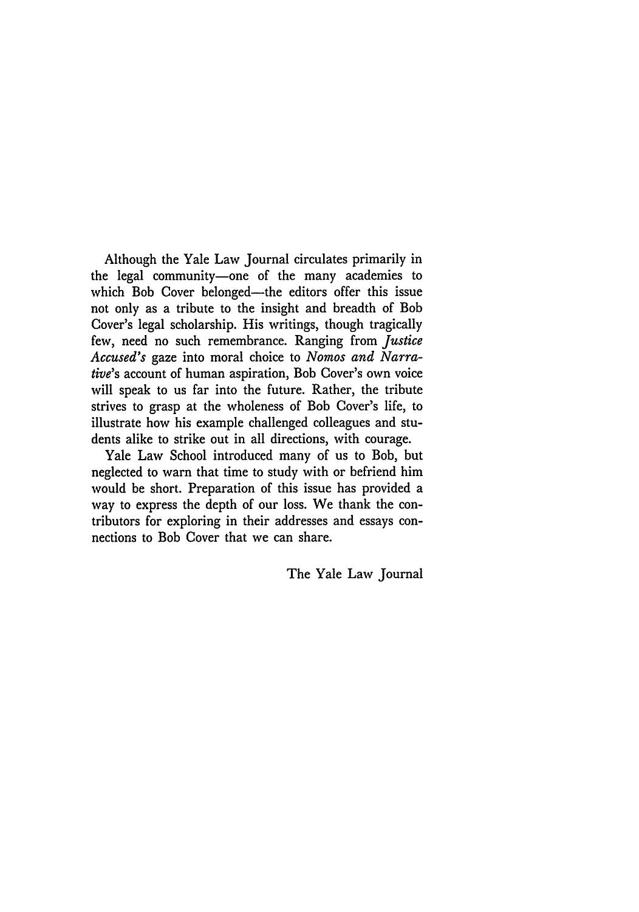Although the Yale Law Journal circulates primarily in the legal community—one of the many academies to which Bob Cover belonged—the editors offer this issue not only as a tribute to the insight and breadth of Bob Cover's legal scholarship. His writings, though tragically few, need no such remembrance. Ranging from *Justice Accused's* gaze into moral choice to *Nomos and Narrative's* account of human aspiration, Bob Cover's own voice will speak to us far into the future. Rather, the tribute strives to grasp at the wholeness of Bob Cover's life, to illustrate how his example challenged colleagues and students alike to strike out in all directions, with courage.

Yale Law School introduced many of us to Bob, but neglected to warn that time to study with or befriend him would be short. Preparation of this issue has provided a way to express the depth of our loss. We thank the contributors for exploring in their addresses and essays connections to Bob Cover that we can share.

The Yale Law Journal